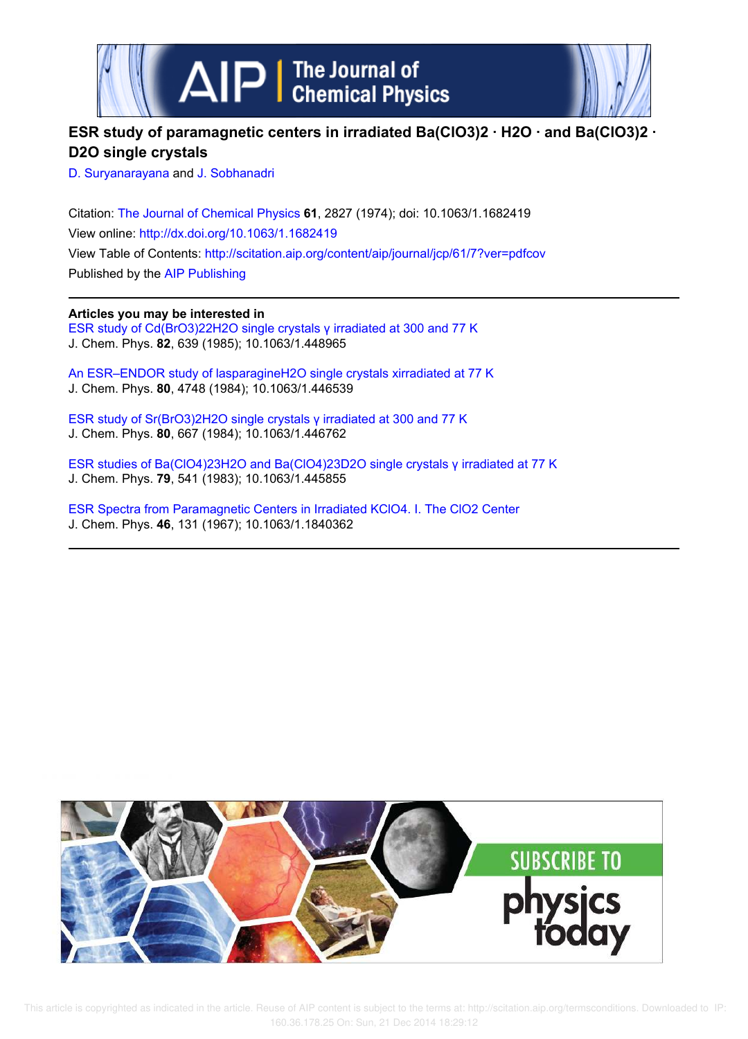# ESR study of paramagnetic centers in irradiated $Ba(ClO_3)_2 \cdot H_2O$ and $Ba(ClO_3)_2 \cdot D_2O$ single crystals

D. Suryanarayana and J. Sobhanadri

Citation: The Journal of Chemical Physics **61**, 2827 (1974); doi: 10.1063/1.1682419

View online: http://dx.doi.org/10.1063/1.1682419

View Table of Contents: http://scitation.aip.org/content/aip/journal/jcp/61/7?ver=pdfcov

Published by the AIP Publishing

**Articles you may be interested in**

ESR study of $Cd(BrO_3)_2 2H_2O$ single crystals γ irradiated at 300 and 77 K
J. Chem. Phys. **82**, 639 (1985); 10.1063/1.448965

An ESR–ENDOR study of lasparagineH2O single crystals xirradiated at 77 K
J. Chem. Phys. **80**, 4748 (1984); 10.1063/1.446539

ESR study of $Sr(BrO_3)_2 H_2O$ single crystals γ irradiated at 300 and 77 K
J. Chem. Phys. **80**, 667 (1984); 10.1063/1.446762

ESR studies of $Ba(ClO_4)_2 3H_2O$ and $Ba(ClO_4)_2 3D_2O$ single crystals γ irradiated at 77 K
J. Chem. Phys. **79**, 541 (1983); 10.1063/1.445855

ESR Spectra from Paramagnetic Centers in Irradiated $KClO_4$. I. The $ClO_2$ Center
J. Chem. Phys. **46**, 131 (1967); 10.1063/1.1840362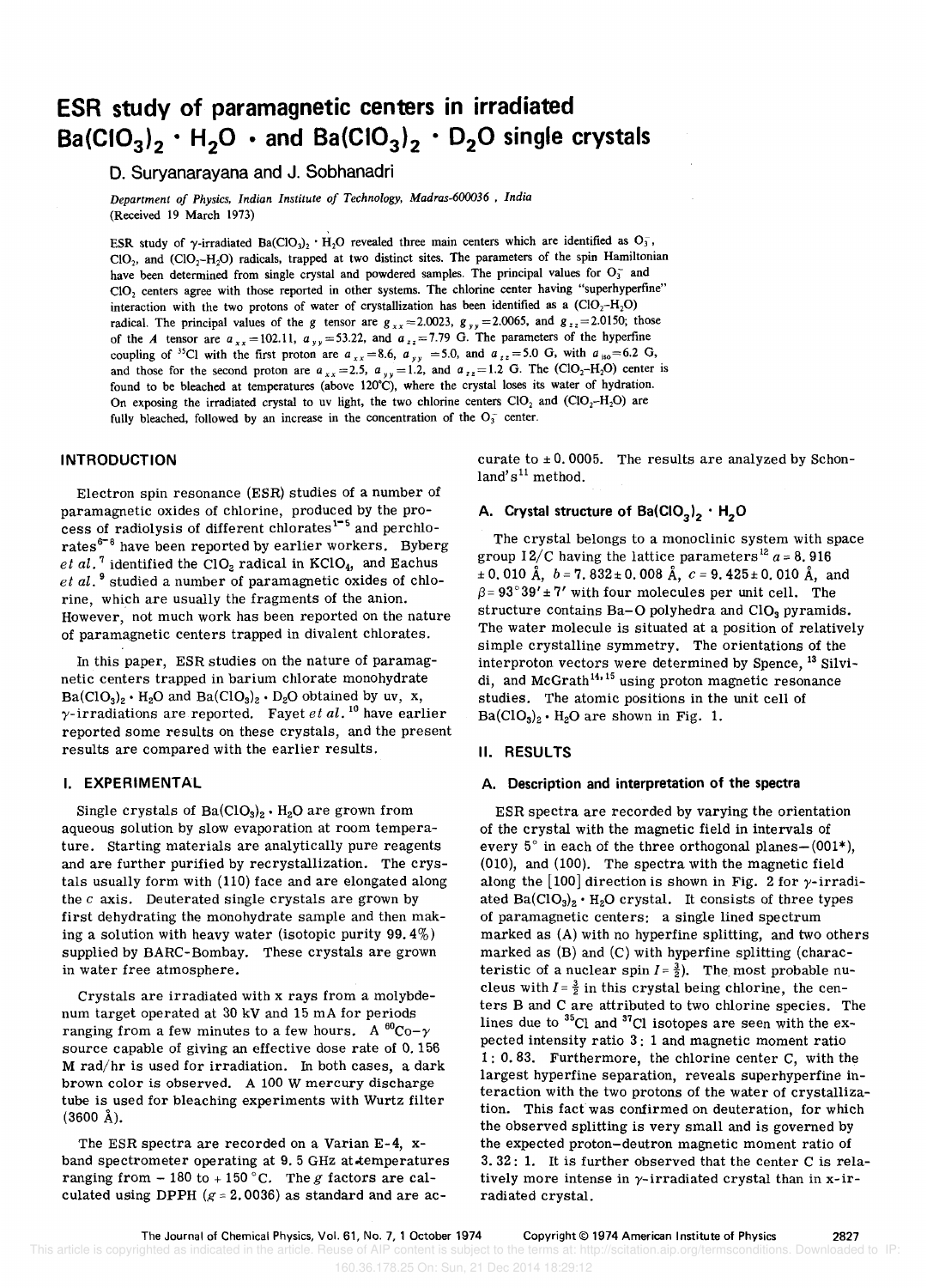# ESR study of paramagnetic centers in irradiated $Ba(ClO_3)_2 \cdot H_2O$ · and $Ba(ClO_3)_2 \cdot D_2O$ single crystals

D. Suryanarayana and J. Sobhanadri

*Department of Physics, Indian Institute of Technology, Madras-600036 , India*
(Received 19 March 1973)

ESR study of $\gamma$-irradiated $Ba(ClO_3)_2 \cdot H_2O$ revealed three main centers which are identified as $O_3^-$, $ClO_2$, and $(ClO_2$–$H_2O)$ radicals, trapped at two distinct sites. The parameters of the spin Hamiltonian have been determined from single crystal and powdered samples. The principal values for $O_3^-$ and $ClO_2$ centers agree with those reported in other systems. The chlorine center having "superhyperfine" interaction with the two protons of water of crystallization has been identified as a $(ClO_2$–$H_2O)$ radical. The principal values of the $g$ tensor are $g_{xx}=2.0023$, $g_{yy}=2.0065$, and $g_{zz}=2.0150$; those of the $A$ tensor are $a_{xx}=102.11$, $a_{yy}=53.22$, and $a_{zz}=7.79$ G. The parameters of the hyperfine coupling of $^{35}Cl$ with the first proton are $a_{xx}=8.6$, $a_{yy}=5.0$, and $a_{zz}=5.0$ G, with $a_{iso}=6.2$ G, and those for the second proton are $a_{xx}=2.5$, $a_{yy}=1.2$, and $a_{zz}=1.2$ G. The $(ClO_2$–$H_2O)$ center is found to be bleached at temperatures (above 120°C), where the crystal loses its water of hydration. On exposing the irradiated crystal to uv light, the two chlorine centers $ClO_2$ and $(ClO_2$–$H_2O)$ are fully bleached, followed by an increase in the concentration of the $O_3^-$ center.

## INTRODUCTION

Electron spin resonance (ESR) studies of a number of paramagnetic oxides of chlorine, produced by the process of radiolysis of different chlorates[1-5] and perchlorates[6-8] have been reported by earlier workers. Byberg *et al.*[7] identified the $ClO_2$ radical in $KClO_4$, and Eachus *et al.*[9] studied a number of paramagnetic oxides of chlorine, which are usually the fragments of the anion. However, not much work has been reported on the nature of paramagnetic centers trapped in divalent chlorates.

In this paper, ESR studies on the nature of paramagnetic centers trapped in barium chlorate monohydrate $Ba(ClO_3)_2 \cdot H_2O$ and $Ba(ClO_3)_2 \cdot D_2O$ obtained by uv, x, $\gamma$-irradiations are reported. Fayet *et al.*[10] have earlier reported some results on these crystals, and the present results are compared with the earlier results.

## I. EXPERIMENTAL

Single crystals of $Ba(ClO_3)_2 \cdot H_2O$ are grown from aqueous solution by slow evaporation at room temperature. Starting materials are analytically pure reagents and are further purified by recrystallization. The crystals usually form with (110) face and are elongated along the $c$ axis. Deuterated single crystals are grown by first dehydrating the monohydrate sample and then making a solution with heavy water (isotopic purity 99.4%) supplied by BARC-Bombay. These crystals are grown in water free atmosphere.

Crystals are irradiated with x rays from a molybdenum target operated at 30 kV and 15 mA for periods ranging from a few minutes to a few hours. A $^{60}Co$-$\gamma$ source capable of giving an effective dose rate of 0.156 M rad/hr is used for irradiation. In both cases, a dark brown color is observed. A 100 W mercury discharge tube is used for bleaching experiments with Wurtz filter (3600 Å).

The ESR spectra are recorded on a Varian E-4, x-band spectrometer operating at 9.5 GHz at temperatures ranging from − 180 to + 150 °C. The $g$ factors are calculated using DPPH ($g = 2.0036$) as standard and are accurate to ± 0.0005. The results are analyzed by Schonland's[11] method.

### A. Crystal structure of $Ba(ClO_3)_2 \cdot H_2O$

The crystal belongs to a monoclinic system with space group $I2/C$ having the lattice parameters[12] $a = 8.916 \pm 0.010$ Å, $b = 7.832 \pm 0.008$ Å, $c = 9.425 \pm 0.010$ Å, and $\beta = 93°39' \pm 7'$ with four molecules per unit cell. The structure contains Ba–O polyhedra and $ClO_3$ pyramids. The water molecule is situated at a position of relatively simple crystalline symmetry. The orientations of the interproton vectors were determined by Spence,[13] Silvidi, and McGrath[14,15] using proton magnetic resonance studies. The atomic positions in the unit cell of $Ba(ClO_3)_2 \cdot H_2O$ are shown in Fig. 1.

## II. RESULTS

### A. Description and interpretation of the spectra

ESR spectra are recorded by varying the orientation of the crystal with the magnetic field in intervals of every 5° in each of the three orthogonal planes—(001*), (010), and (100). The spectra with the magnetic field along the [100] direction is shown in Fig. 2 for $\gamma$-irradiated $Ba(ClO_3)_2 \cdot H_2O$ crystal. It consists of three types of paramagnetic centers: a single lined spectrum marked as (A) with no hyperfine splitting, and two others marked as (B) and (C) with hyperfine splitting (characteristic of a nuclear spin $I = \frac{3}{2}$). The most probable nucleus with $I = \frac{3}{2}$ in this crystal being chlorine, the centers B and C are attributed to two chlorine species. The lines due to $^{35}Cl$ and $^{37}Cl$ isotopes are seen with the expected intensity ratio 3 : 1 and magnetic moment ratio 1 : 0.83. Furthermore, the chlorine center C, with the largest hyperfine separation, reveals superhyperfine interaction with the two protons of the water of crystallization. This fact was confirmed on deuteration, for which the observed splitting is very small and is governed by the expected proton–deutron magnetic moment ratio of 3.32 : 1. It is further observed that the center C is relatively more intense in $\gamma$-irradiated crystal than in x-irradiated crystal.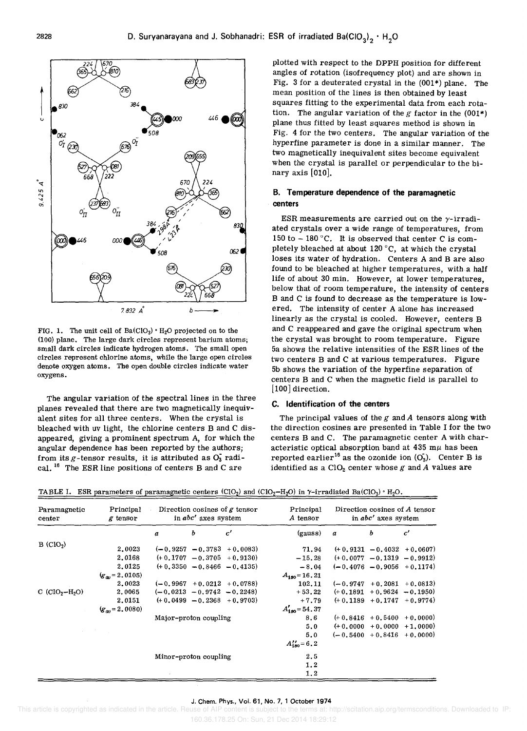FIG. 1. The unit cell of $Ba(ClO_3) \cdot H_2O$ projected on to the (100) plane. The large dark circles represent barium atoms; small dark circles indicate hydrogen atoms. The small open circles represent chlorine atoms, while the large open circles denote oxygen atoms. The open double circles indicate water oxygens.

The angular variation of the spectral lines in the three planes revealed that there are two magnetically inequivalent sites for all three centers. When the crystal is bleached with uv light, the chlorine centers B and C disappeared, giving a prominent spectrum A, for which the angular dependence has been reported by the authors; from its $g$-tensor results, it is attributed as $O_3^-$ radical.[16] The ESR line positions of centers B and C are plotted with respect to the DPPH position for different angles of rotation (isofrequency plot) and are shown in Fig. 3 for a deuterated crystal in the (001*) plane. The mean position of the lines is then obtained by least squares fitting to the experimental data from each rotation. The angular variation of the $g$ factor in the (001*) plane thus fitted by least squares method is shown in Fig. 4 for the two centers. The angular variation of the hyperfine parameter is done in a similar manner. The two magnetically inequivalent sites become equivalent when the crystal is parallel or perpendicular to the binary axis [010].

### B. Temperature dependence of the paramagnetic centers

ESR measurements are carried out on the $\gamma$-irradiated crystals over a wide range of temperatures, from 150 to −180 °C. It is observed that center C is completely bleached at about 120 °C, at which the crystal loses its water of hydration. Centers A and B are also found to be bleached at higher temperatures, with a half life of about 30 min. However, at lower temperatures, below that of room temperature, the intensity of centers B and C is found to decrease as the temperature is lowered. The intensity of center A alone has increased linearly as the crystal is cooled. However, centers B and C reappeared and gave the original spectrum when the crystal was brought to room temperature. Figure 5a shows the relative intensities of the ESR lines of the two centers B and C at various temperatures. Figure 5b shows the variation of the hyperfine separation of centers B and C when the magnetic field is parallel to [100] direction.

### C. Identification of the centers

The principal values of the $g$ and $A$ tensors along with the direction cosines are presented in Table I for the two centers B and C. The paramagnetic center A with characteristic optical absorption band at 435 mμ has been reported earlier[16] as the ozonide ion ($O_3^-$). Center B is identified as a $ClO_2$ center whose $g$ and $A$ values are

TABLE I. ESR parameters of paramagnetic centers ($ClO_2$) and ($ClO_2$–$H_2O$) in $\gamma$-irradiated $Ba(ClO_3) \cdot H_2O$.

| Paramagnetic center | Principal $g$ tensor | Direction cosines of $g$ tensor in $abc'$ axes system | | | Principal $A$ tensor | Direction cosines of $A$ tensor in $abc'$ axes system | | |
|---|---|---|---|---|---|---|---|---|
| | | $a$ | $b$ | $c'$ | (gauss) | $a$ | $b$ | $c'$ |
| B ($ClO_2$) | | | | | | | | |
| | 2.0023 | (−0.9257 | −0.3783 | +0.0083) | 71.94 | (+0.9131 | −0.4032 | +0.0607) |
| | 2.0168 | (+0.1707 | −0.3705 | +0.9130) | −15.28 | (+0.0077 | −0.1319 | −0.9912) |
| | 2.0125 | (+0.3350 | −0.8466 | −0.4135) | −8.04 | (−0.4076 | −0.9056 | +0.1174) |
| | ($g_{av}$ = 2.0105) | | | | $A_{iso}$ = 16.21 | | | |
| C ($ClO_2$–$H_2O$) | 2.0023 | (−0.9967 | +0.0212 | +0.0788) | 102.11 | (−0.9747 | +0.2081 | +0.0813) |
| | 2.0065 | (−0.0213 | −0.9742 | −0.2248) | +53.22 | (+0.1891 | +0.9624 | −0.1950) |
| | 2.0151 | (+0.0499 | −0.2368 | +0.9703) | +7.79 | (+0.1189 | +0.1747 | +0.9774) |
| | ($g_{av}$ = 2.0080) | | | | $A_{iso}$ = 54.37 | | | |
| | | Major-proton coupling | | | 8.6 | (+0.8416 | +0.5400 | +0.0000) |
| | | | | | 5.0 | (+0.0000 | +0.0000 | +1.0000) |
| | | | | | 5.0 | (−0.5400 | +0.8416 | +0.0000) |
| | | | | | $A'_{iso}$ = 6.2 | | | |
| | | Minor-proton coupling | | | 2.5 | | | |
| | | | | | 1.2 | | | |
| | | | | | 1.2 | | | |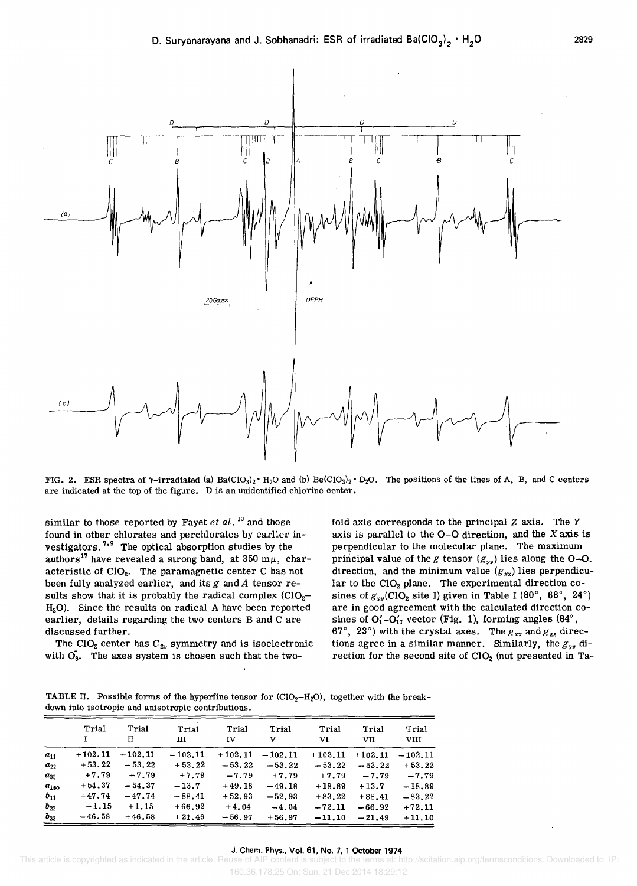FIG. 2. ESR spectra of $\gamma$-irradiated (a) $Ba(ClO_3)_2 \cdot H_2O$ and (b) $Be(ClO_3)_2 \cdot D_2O$. The positions of the lines of A, B, and C centers are indicated at the top of the figure. D is an unidentified chlorine center.

similar to those reported by Fayet *et al.*[10] and those found in other chlorates and perchlorates by earlier investigators.[7,9] The optical absorption studies by the authors[17] have revealed a strong band, at 350 m$\mu$, characteristic of $ClO_2$. The paramagnetic center C has not been fully analyzed earlier, and its $g$ and $A$ tensor results show that it is probably the radical complex ($ClO_2$–$H_2O$). Since the results on radical A have been reported earlier, details regarding the two centers B and C are discussed further.

The $ClO_2$ center has $C_{2v}$ symmetry and is isoelectronic with $O_3^-$. The axes system is chosen such that the twofold axis corresponds to the principal $Z$ axis. The $Y$ axis is parallel to the O–O direction, and the $X$ axis is perpendicular to the molecular plane. The maximum principal value of the $g$ tensor ($g_{yy}$) lies along the O–O direction, and the minimum value ($g_{xx}$) lies perpendicular to the $ClO_2$ plane. The experimental direction cosines of $g_{yy}$($ClO_2$ site I) given in Table I (80°, 68°, 24°) are in good agreement with the calculated direction cosines of $O_I'$–$O_{II}'$ vector (Fig. 1), forming angles (84°, 67°, 23°) with the crystal axes. The $g_{xx}$ and $g_{zz}$ directions agree in a similar manner. Similarly, the $g_{yy}$ direction for the second site of $ClO_2$ (not presented in Ta-

TABLE II. Possible forms of the hyperfine tensor for ($ClO_2$–$H_2O$), together with the breakdown into isotropic and anisotropic contributions.

| | Trial I | Trial II | Trial III | Trial IV | Trial V | Trial VI | Trial VII | Trial VIII |
|---|---|---|---|---|---|---|---|---|
| $a_{11}$ | +102.11 | −102.11 | −102.11 | +102.11 | −102.11 | +102.11 | +102.11 | −102.11 |
| $a_{22}$ | +53.22 | −53.22 | +53.22 | −53.22 | −53.22 | −53.22 | −53.22 | +53.22 |
| $a_{33}$ | +7.79 | −7.79 | +7.79 | −7.79 | +7.79 | +7.79 | −7.79 | −7.79 |
| $a_{iso}$ | +54.37 | −54.37 | −13.7 | +49.18 | −49.18 | +18.89 | +13.7 | −18.89 |
| $b_{11}$ | +47.74 | −47.74 | −88.41 | +52.93 | −52.93 | +83.22 | +88.41 | −83.22 |
| $b_{22}$ | −1.15 | +1.15 | +66.92 | +4.04 | −4.04 | −72.11 | −66.92 | +72.11 |
| $b_{33}$ | −46.58 | +46.58 | +21.49 | −56.97 | +56.97 | −11.10 | −21.49 | +11.10 |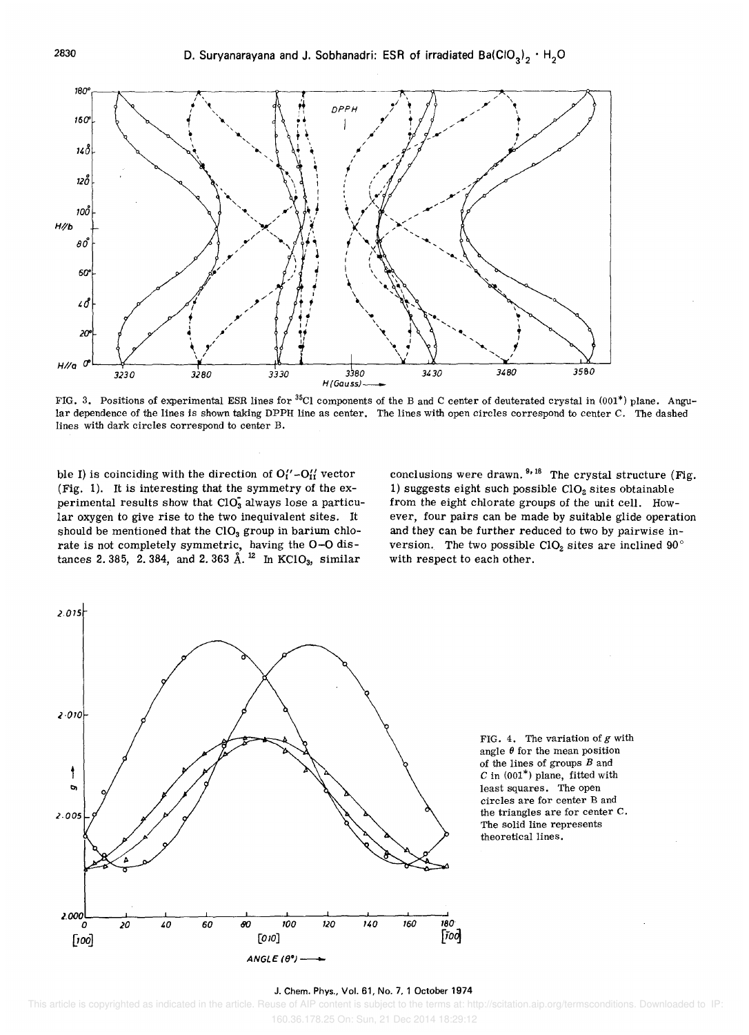FIG. 3. Positions of experimental ESR lines for $^{35}Cl$ components of the B and C center of deuterated crystal in (001*) plane. Angular dependence of the lines is shown taking DPPH line as center. The lines with open circles correspond to center C. The dashed lines with dark circles correspond to center B.

ble I) is coinciding with the direction of $O_I''-O_{II}''$ vector (Fig. 1). It is interesting that the symmetry of the experimental results show that $ClO_3^-$ always lose a particular oxygen to give rise to the two inequivalent sites. It should be mentioned that the $ClO_3$ group in barium chlorate is not completely symmetric, having the O–O distances 2.385, 2.384, and 2.363 Å.[12] In $KClO_3$, similar conclusions were drawn.[9,18] The crystal structure (Fig. 1) suggests eight such possible $ClO_2$ sites obtainable from the eight chlorate groups of the unit cell. However, four pairs can be made by suitable glide operation and they can be further reduced to two by pairwise inversion. The two possible $ClO_2$ sites are inclined 90° with respect to each other.

FIG. 4. The variation of $g$ with angle $\theta$ for the mean position of the lines of groups $B$ and $C$ in (001*) plane, fitted with least squares. The open circles are for center B and the triangles are for center C. The solid line represents theoretical lines.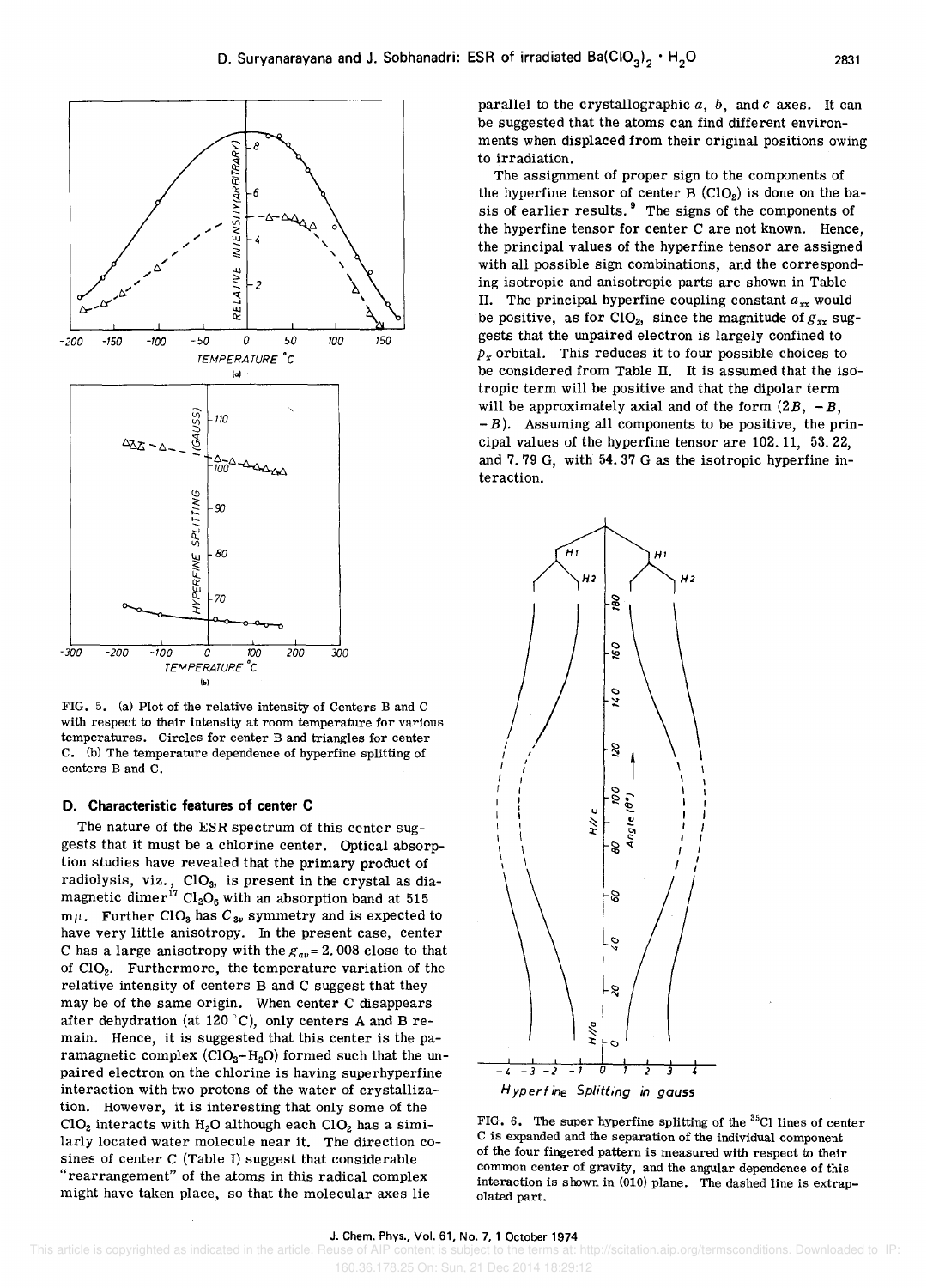FIG. 5. (a) Plot of the relative intensity of Centers B and C with respect to their intensity at room temperature for various temperatures. Circles for center B and triangles for center C. (b) The temperature dependence of hyperfine splitting of centers B and C.

### D. Characteristic features of center C

The nature of the ESR spectrum of this center suggests that it must be a chlorine center. Optical absorption studies have revealed that the primary product of radiolysis, viz., $ClO_3$, is present in the crystal as diamagnetic dimer[17] $Cl_2O_6$ with an absorption band at 515 m$\mu$. Further $ClO_3$ has $C_{3v}$ symmetry and is expected to have very little anisotropy. In the present case, center C has a large anisotropy with the $g_{av} = 2.008$ close to that of $ClO_2$. Furthermore, the temperature variation of the relative intensity of centers B and C suggest that they may be of the same origin. When center C disappears after dehydration (at 120 °C), only centers A and B remain. Hence, it is suggested that this center is the paramagnetic complex ($ClO_2$–$H_2O$) formed such that the unpaired electron on the chlorine is having superhyperfine interaction with two protons of the water of crystallization. However, it is interesting that only some of the $ClO_2$ interacts with $H_2O$ although each $ClO_2$ has a similarly located water molecule near it. The direction cosines of center C (Table I) suggest that considerable "rearrangement" of the atoms in this radical complex might have taken place, so that the molecular axes lie parallel to the crystallographic $a$, $b$, and $c$ axes. It can be suggested that the atoms can find different environments when displaced from their original positions owing to irradiation.

The assignment of proper sign to the components of the hyperfine tensor of center B ($ClO_2$) is done on the basis of earlier results.[9] The signs of the components of the hyperfine tensor for center C are not known. Hence, the principal values of the hyperfine tensor are assigned with all possible sign combinations, and the corresponding isotropic and anisotropic parts are shown in Table II. The principal hyperfine coupling constant $a_{xx}$ would be positive, as for $ClO_2$, since the magnitude of $g_{xx}$ suggests that the unpaired electron is largely confined to $p_x$ orbital. This reduces it to four possible choices to be considered from Table II. It is assumed that the isotropic term will be positive and that the dipolar term will be approximately axial and of the form $(2B, -B, -B)$. Assuming all components to be positive, the principal values of the hyperfine tensor are 102.11, 53.22, and 7.79 G, with 54.37 G as the isotropic hyperfine interaction.

FIG. 6. The super hyperfine splitting of the $^{35}Cl$ lines of center C is expanded and the separation of the individual component of the four fingered pattern is measured with respect to their common center of gravity, and the angular dependence of this interaction is shown in (010) plane. The dashed line is extrapolated part.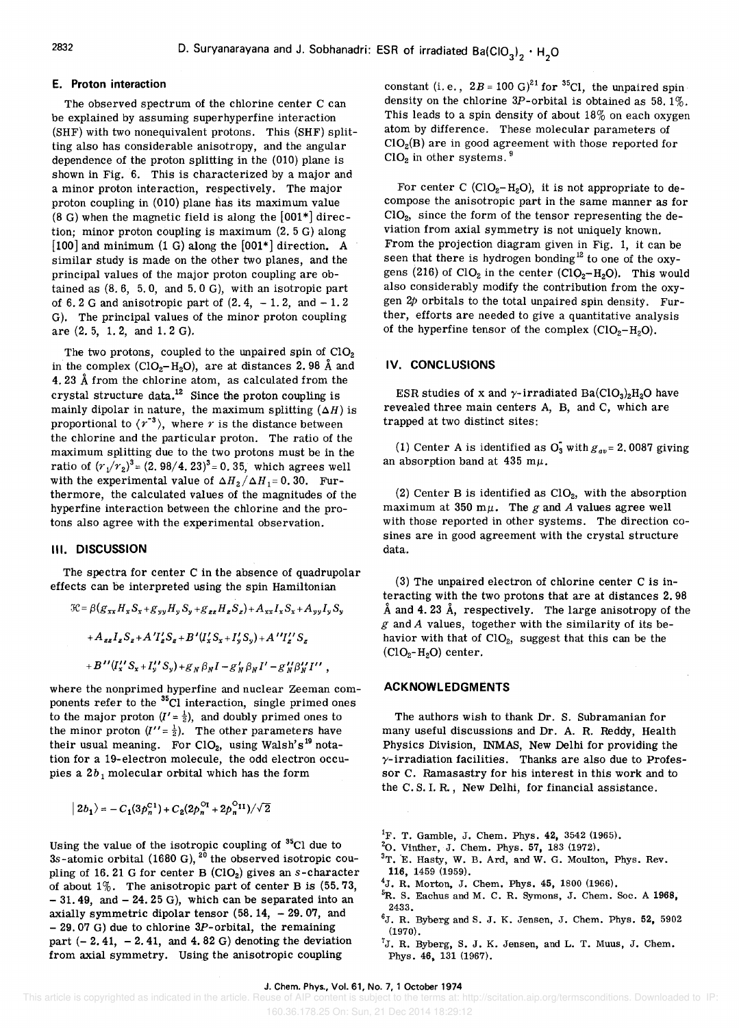### E. Proton interaction

The observed spectrum of the chlorine center C can be explained by assuming superhyperfine interaction (SHF) with two nonequivalent protons. This (SHF) splitting also has considerable anisotropy, and the angular dependence of the proton splitting in the (010) plane is shown in Fig. 6. This is characterized by a major and a minor proton interaction, respectively. The major proton coupling in (010) plane has its maximum value (8 G) when the magnetic field is along the [001*] direction; minor proton coupling is maximum (2.5 G) along [100] and minimum (1 G) along the [001*] direction. A similar study is made on the other two planes, and the principal values of the major proton coupling are obtained as (8.6, 5.0, and 5.0 G), with an isotropic part of 6.2 G and anisotropic part of (2.4, − 1.2, and − 1.2 G). The principal values of the minor proton coupling are (2.5, 1.2, and 1.2 G).

The two protons, coupled to the unpaired spin of $ClO_2$ in the complex ($ClO_2$–$H_2O$), are at distances 2.98 Å and 4.23 Å from the chlorine atom, as calculated from the crystal structure data.[12] Since the proton coupling is mainly dipolar in nature, the maximum splitting ($\Delta H$) is proportional to $\langle r^{-3}\rangle$, where $r$ is the distance between the chlorine and the particular proton. The ratio of the maximum splitting due to the two protons must be in the ratio of $(r_1/r_2)^3 = (2.98/4.23)^3 = 0.35$, which agrees well with the experimental value of $\Delta H_2/\Delta H_1 = 0.30$. Furthermore, the calculated values of the magnitudes of the hyperfine interaction between the chlorine and the protons also agree with the experimental observation.

## III. DISCUSSION

The spectra for center C in the absence of quadrupolar effects can be interpreted using the spin Hamiltonian

$$\mathcal{H} = \beta(g_{xx}H_xS_x + g_{yy}H_yS_y + g_{zz}H_zS_z) + A_{xx}I_xS_x + A_{yy}I_yS_y$$
$$+ A_{zz}I_zS_z + A'I'_zS_z + B'(I'_xS_x + I'_yS_y) + A''I''_zS_z$$
$$+ B''(I''_xS_x + I''_yS_y) + g_N\beta_N I - g'_N\beta_N I' - g''_N\beta''_N I'' ,$$

where the nonprimed hyperfine and nuclear Zeeman components refer to the $^{35}Cl$ interaction, single primed ones to the major proton ($I' = \frac{1}{2}$), and doubly primed ones to the minor proton ($I'' = \frac{1}{2}$). The other parameters have their usual meaning. For $ClO_2$, using Walsh's[19] notation for a 19-electron molecule, the odd electron occupies a $2b_1$ molecular orbital which has the form

$$|2b_1\rangle = -C_1(3p_\pi^{\text{Cl}}) + C_2(2p_\pi^{\text{O I}} + 2p_\pi^{\text{O II}})/\sqrt{2}$$

Using the value of the isotropic coupling of $^{35}Cl$ due to $3s$-atomic orbital (1680 G),[20] the observed isotropic coupling of 16.21 G for center B ($ClO_2$) gives an $s$-character of about 1%. The anisotropic part of center B is (55.73, − 31.49, and − 24.25 G), which can be separated into an axially symmetric dipolar tensor (58.14, − 29.07, and − 29.07 G) due to chlorine $3P$-orbital, the remaining part (− 2.41, − 2.41, and 4.82 G) denoting the deviation from axial symmetry. Using the anisotropic coupling constant (i.e., $2B = 100$ G)[21] for $^{35}Cl$, the unpaired spin density on the chlorine $3P$-orbital is obtained as 58.1%. This leads to a spin density of about 18% on each oxygen atom by difference. These molecular parameters of $ClO_2$(B) are in good agreement with those reported for $ClO_2$ in other systems.[9]

For center C ($ClO_2$–$H_2O$), it is not appropriate to decompose the anisotropic part in the same manner as for $ClO_2$, since the form of the tensor representing the deviation from axial symmetry is not uniquely known. From the projection diagram given in Fig. 1, it can be seen that there is hydrogen bonding[12] to one of the oxygens (216) of $ClO_2$ in the center ($ClO_2$–$H_2O$). This would also considerably modify the contribution from the oxygen $2p$ orbitals to the total unpaired spin density. Further, efforts are needed to give a quantitative analysis of the hyperfine tensor of the complex ($ClO_2$–$H_2O$).

## IV. CONCLUSIONS

ESR studies of x and γ-irradiated $Ba(ClO_3)_2H_2O$ have revealed three main centers A, B, and C, which are trapped at two distinct sites:

(1) Center A is identified as $O_3^-$ with $g_{av} = 2.0087$ giving an absorption band at 435 mμ.

(2) Center B is identified as $ClO_2$, with the absorption maximum at 350 mμ. The $g$ and $A$ values agree well with those reported in other systems. The direction cosines are in good agreement with the crystal structure data.

(3) The unpaired electron of chlorine center C is interacting with the two protons that are at distances 2.98 Å and 4.23 Å, respectively. The large anisotropy of the $g$ and $A$ values, together with the similarity of its behavior with that of $ClO_2$, suggest that this can be the ($ClO_2$–$H_2O$) center.

## ACKNOWLEDGMENTS

The authors wish to thank Dr. S. Subramanian for many useful discussions and Dr. A. R. Reddy, Health Physics Division, INMAS, New Delhi for providing the γ-irradiation facilities. Thanks are also due to Professor C. Ramasastry for his interest in this work and to the C.S.I.R., New Delhi, for financial assistance.

[1] F. T. Gamble, J. Chem. Phys. **42**, 3542 (1965).

[2] O. Vinther, J. Chem. Phys. **57**, 183 (1972).

[3] T. E. Hasty, W. B. Ard, and W. G. Moulton, Phys. Rev. **116**, 1459 (1959).

[4] J. R. Morton, J. Chem. Phys. **45**, 1800 (1966).

[5] R. S. Eachus and M. C. R. Symons, J. Chem. Soc. A **1968**, 2433.

[6] J. R. Byberg and S. J. K. Jensen, J. Chem. Phys. **52**, 5902 (1970).

[7] J. R. Byberg, S. J. K. Jensen, and L. T. Muus, J. Chem. Phys. **46**, 131 (1967).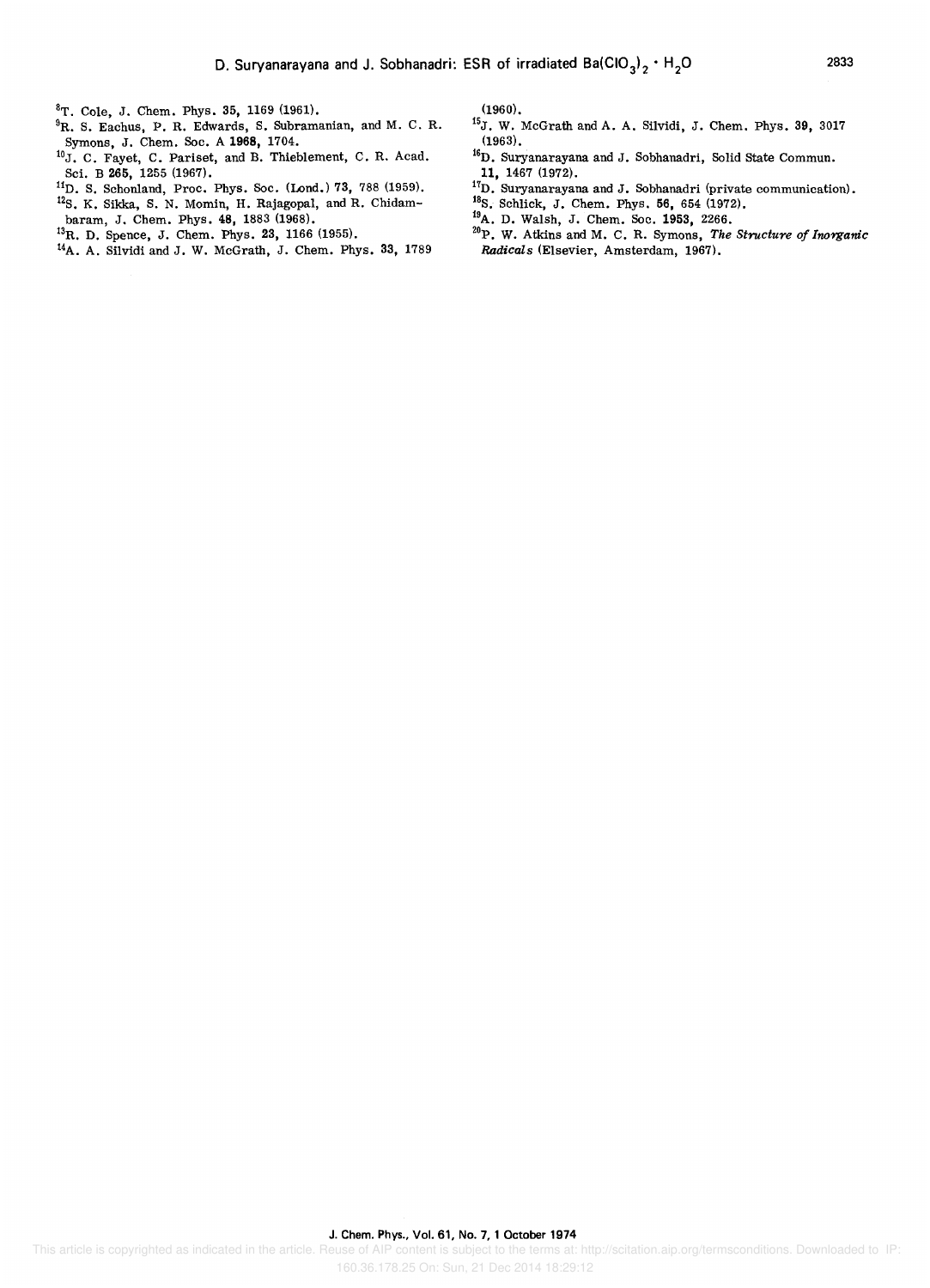[8]T. Cole, J. Chem. Phys. **35**, 1169 (1961).

[9]R. S. Eachus, P. R. Edwards, S. Subramanian, and M. C. R. Symons, J. Chem. Soc. A **1968**, 1704.

[10]J. C. Fayet, C. Pariset, and B. Thieblement, C. R. Acad. Sci. B **265**, 1255 (1967).

[11]D. S. Schonland, Proc. Phys. Soc. (Lond.) **73**, 788 (1959).

[12]S. K. Sikka, S. N. Momin, H. Rajagopal, and R. Chidambaram, J. Chem. Phys. **48**, 1883 (1968).

[13]R. D. Spence, J. Chem. Phys. **23**, 1166 (1955).

[14]A. A. Silvidi and J. W. McGrath, J. Chem. Phys. **33**, 1789 (1960).

[15]J. W. McGrath and A. A. Silvidi, J. Chem. Phys. **39**, 3017 (1963).

[16]D. Suryanarayana and J. Sobhanadri, Solid State Commun. **11**, 1467 (1972).

[17]D. Suryanarayana and J. Sobhanadri (private communication).

[18]S. Schlick, J. Chem. Phys. **56**, 654 (1972).

[19]A. D. Walsh, J. Chem. Soc. **1953**, 2266.

[20]P. W. Atkins and M. C. R. Symons, *The Structure of Inorganic Radicals* (Elsevier, Amsterdam, 1967).